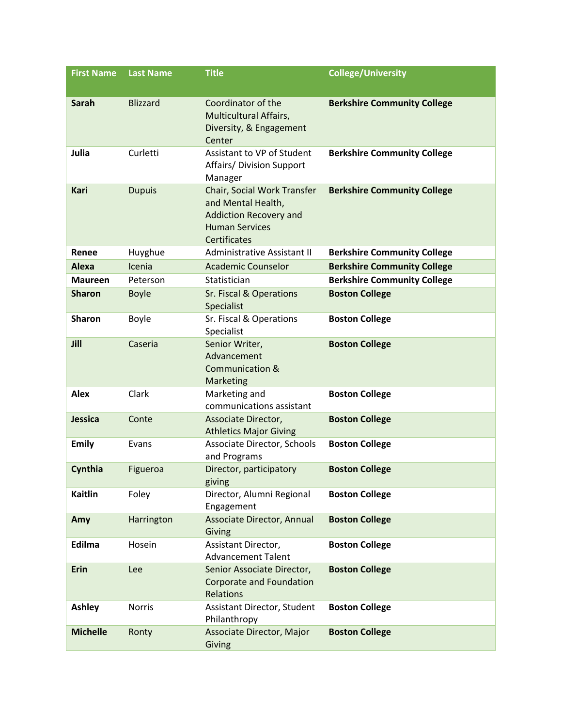| First Name | Last Name | Title | College/University |
|---|---|---|---|
| **Sarah** | Blizzard | Coordinator of the Multicultural Affairs, Diversity, & Engagement Center | **Berkshire Community College** |
| **Julia** | Curletti | Assistant to VP of Student Affairs/ Division Support Manager | **Berkshire Community College** |
| **Kari** | Dupuis | Chair, Social Work Transfer and Mental Health, Addiction Recovery and Human Services Certificates | **Berkshire Community College** |
| **Renee** | Huyghue | Administrative Assistant II | **Berkshire Community College** |
| **Alexa** | Icenia | Academic Counselor | **Berkshire Community College** |
| **Maureen** | Peterson | Statistician | **Berkshire Community College** |
| **Sharon** | Boyle | Sr. Fiscal & Operations Specialist | **Boston College** |
| **Sharon** | Boyle | Sr. Fiscal & Operations Specialist | **Boston College** |
| **Jill** | Caseria | Senior Writer, Advancement Communication & Marketing | **Boston College** |
| **Alex** | Clark | Marketing and communications assistant | **Boston College** |
| **Jessica** | Conte | Associate Director, Athletics Major Giving | **Boston College** |
| **Emily** | Evans | Associate Director, Schools and Programs | **Boston College** |
| **Cynthia** | Figueroa | Director, participatory giving | **Boston College** |
| **Kaitlin** | Foley | Director, Alumni Regional Engagement | **Boston College** |
| **Amy** | Harrington | Associate Director, Annual Giving | **Boston College** |
| **Edilma** | Hosein | Assistant Director, Advancement Talent | **Boston College** |
| **Erin** | Lee | Senior Associate Director, Corporate and Foundation Relations | **Boston College** |
| **Ashley** | Norris | Assistant Director, Student Philanthropy | **Boston College** |
| **Michelle** | Ronty | Associate Director, Major Giving | **Boston College** |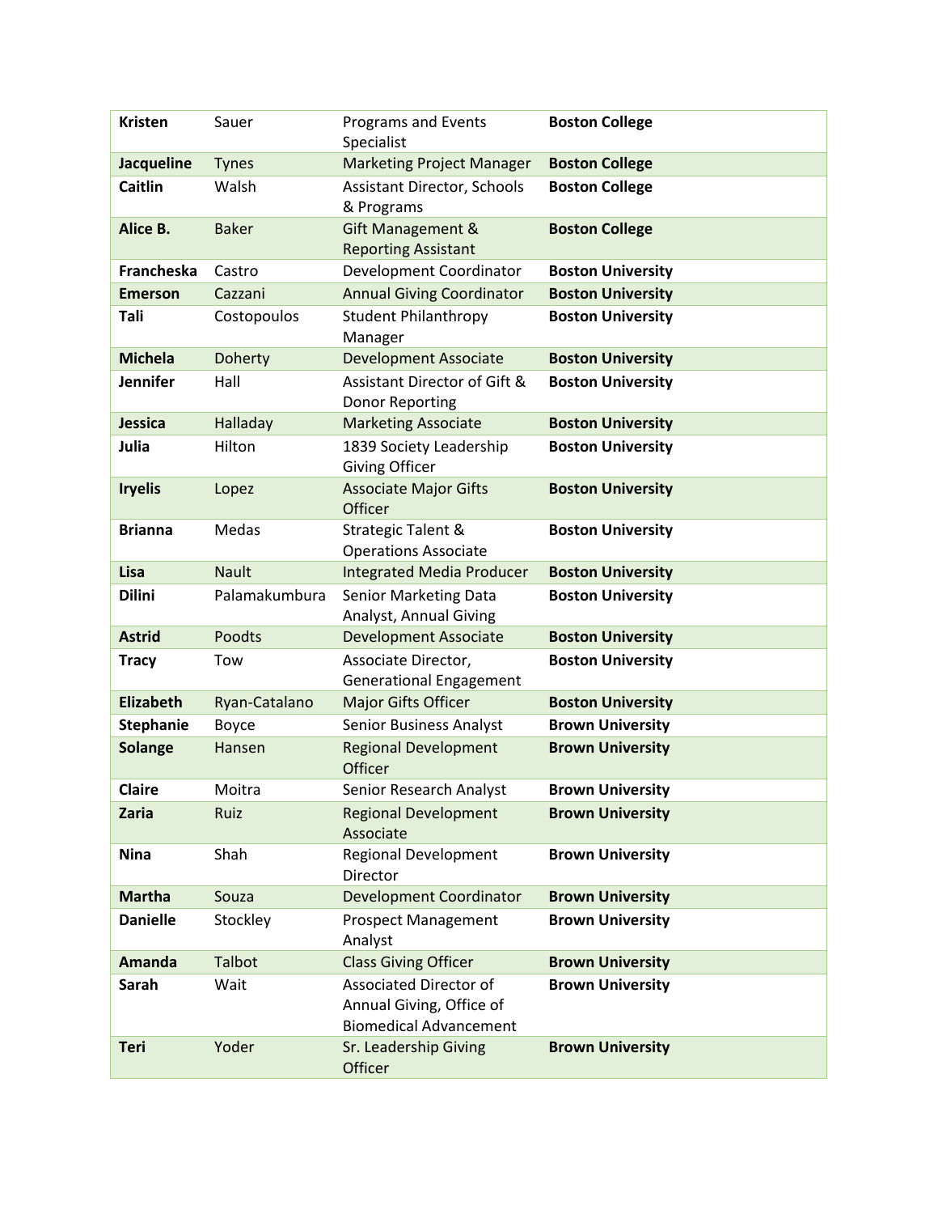| | | | |
|---|---|---|---|
| **Kristen** | Sauer | Programs and Events Specialist | **Boston College** |
| **Jacqueline** | Tynes | Marketing Project Manager | **Boston College** |
| **Caitlin** | Walsh | Assistant Director, Schools & Programs | **Boston College** |
| **Alice B.** | Baker | Gift Management & Reporting Assistant | **Boston College** |
| **Francheska** | Castro | Development Coordinator | **Boston University** |
| **Emerson** | Cazzani | Annual Giving Coordinator | **Boston University** |
| **Tali** | Costopoulos | Student Philanthropy Manager | **Boston University** |
| **Michela** | Doherty | Development Associate | **Boston University** |
| **Jennifer** | Hall | Assistant Director of Gift & Donor Reporting | **Boston University** |
| **Jessica** | Halladay | Marketing Associate | **Boston University** |
| **Julia** | Hilton | 1839 Society Leadership Giving Officer | **Boston University** |
| **Iryelis** | Lopez | Associate Major Gifts Officer | **Boston University** |
| **Brianna** | Medas | Strategic Talent & Operations Associate | **Boston University** |
| **Lisa** | Nault | Integrated Media Producer | **Boston University** |
| **Dilini** | Palamakumbura | Senior Marketing Data Analyst, Annual Giving | **Boston University** |
| **Astrid** | Poodts | Development Associate | **Boston University** |
| **Tracy** | Tow | Associate Director, Generational Engagement | **Boston University** |
| **Elizabeth** | Ryan-Catalano | Major Gifts Officer | **Boston University** |
| **Stephanie** | Boyce | Senior Business Analyst | **Brown University** |
| **Solange** | Hansen | Regional Development Officer | **Brown University** |
| **Claire** | Moitra | Senior Research Analyst | **Brown University** |
| **Zaria** | Ruiz | Regional Development Associate | **Brown University** |
| **Nina** | Shah | Regional Development Director | **Brown University** |
| **Martha** | Souza | Development Coordinator | **Brown University** |
| **Danielle** | Stockley | Prospect Management Analyst | **Brown University** |
| **Amanda** | Talbot | Class Giving Officer | **Brown University** |
| **Sarah** | Wait | Associated Director of Annual Giving, Office of Biomedical Advancement | **Brown University** |
| **Teri** | Yoder | Sr. Leadership Giving Officer | **Brown University** |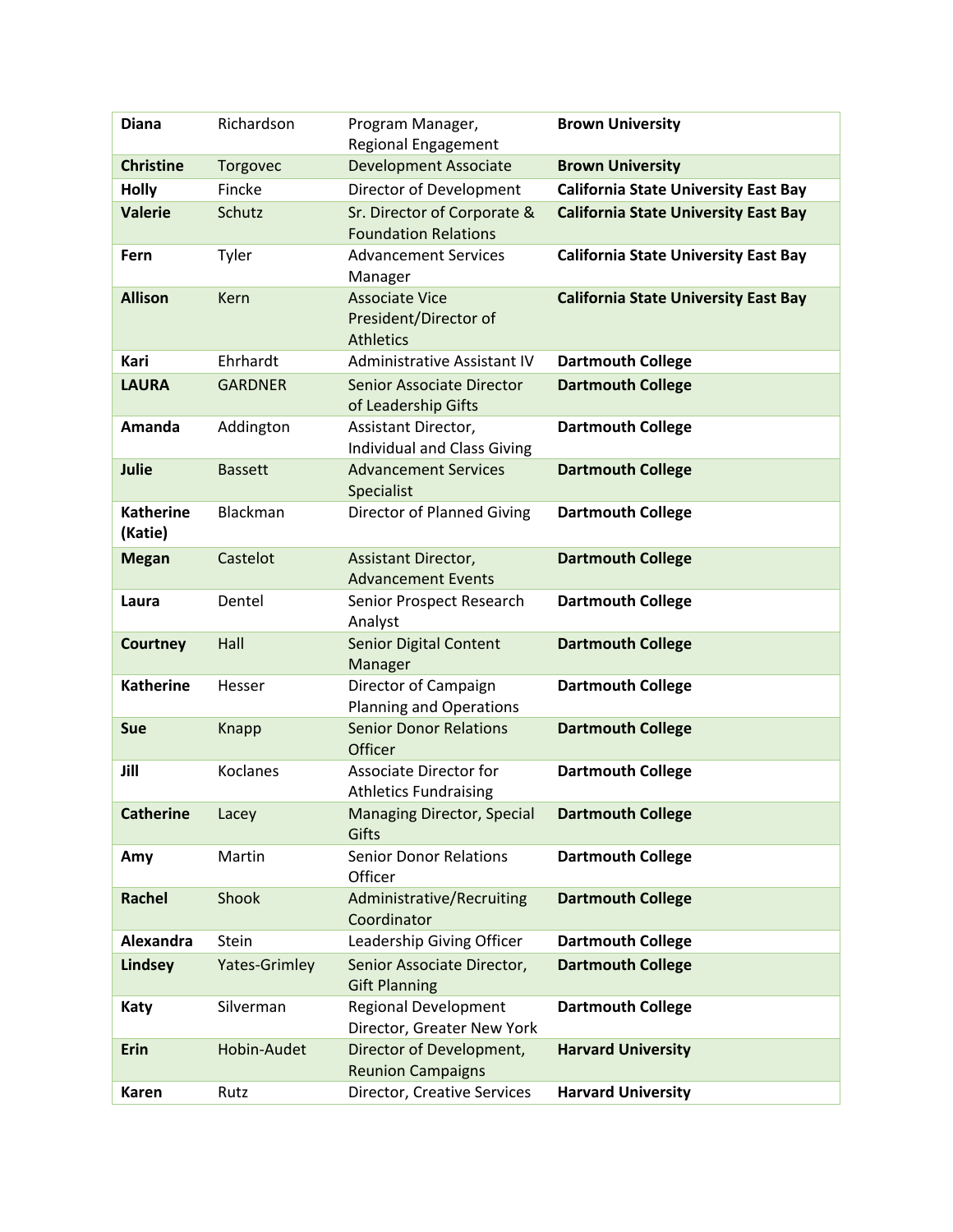| **Diana** | Richardson | Program Manager, Regional Engagement | **Brown University** |
|---|---|---|---|
| **Christine** | Torgovec | Development Associate | **Brown University** |
| **Holly** | Fincke | Director of Development | **California State University East Bay** |
| **Valerie** | Schutz | Sr. Director of Corporate & Foundation Relations | **California State University East Bay** |
| **Fern** | Tyler | Advancement Services Manager | **California State University East Bay** |
| **Allison** | Kern | Associate Vice President/Director of Athletics | **California State University East Bay** |
| **Kari** | Ehrhardt | Administrative Assistant IV | **Dartmouth College** |
| **LAURA** | GARDNER | Senior Associate Director of Leadership Gifts | **Dartmouth College** |
| **Amanda** | Addington | Assistant Director, Individual and Class Giving | **Dartmouth College** |
| **Julie** | Bassett | Advancement Services Specialist | **Dartmouth College** |
| **Katherine (Katie)** | Blackman | Director of Planned Giving | **Dartmouth College** |
| **Megan** | Castelot | Assistant Director, Advancement Events | **Dartmouth College** |
| **Laura** | Dentel | Senior Prospect Research Analyst | **Dartmouth College** |
| **Courtney** | Hall | Senior Digital Content Manager | **Dartmouth College** |
| **Katherine** | Hesser | Director of Campaign Planning and Operations | **Dartmouth College** |
| **Sue** | Knapp | Senior Donor Relations Officer | **Dartmouth College** |
| **Jill** | Koclanes | Associate Director for Athletics Fundraising | **Dartmouth College** |
| **Catherine** | Lacey | Managing Director, Special Gifts | **Dartmouth College** |
| **Amy** | Martin | Senior Donor Relations Officer | **Dartmouth College** |
| **Rachel** | Shook | Administrative/Recruiting Coordinator | **Dartmouth College** |
| **Alexandra** | Stein | Leadership Giving Officer | **Dartmouth College** |
| **Lindsey** | Yates-Grimley | Senior Associate Director, Gift Planning | **Dartmouth College** |
| **Katy** | Silverman | Regional Development Director, Greater New York | **Dartmouth College** |
| **Erin** | Hobin-Audet | Director of Development, Reunion Campaigns | **Harvard University** |
| **Karen** | Rutz | Director, Creative Services | **Harvard University** |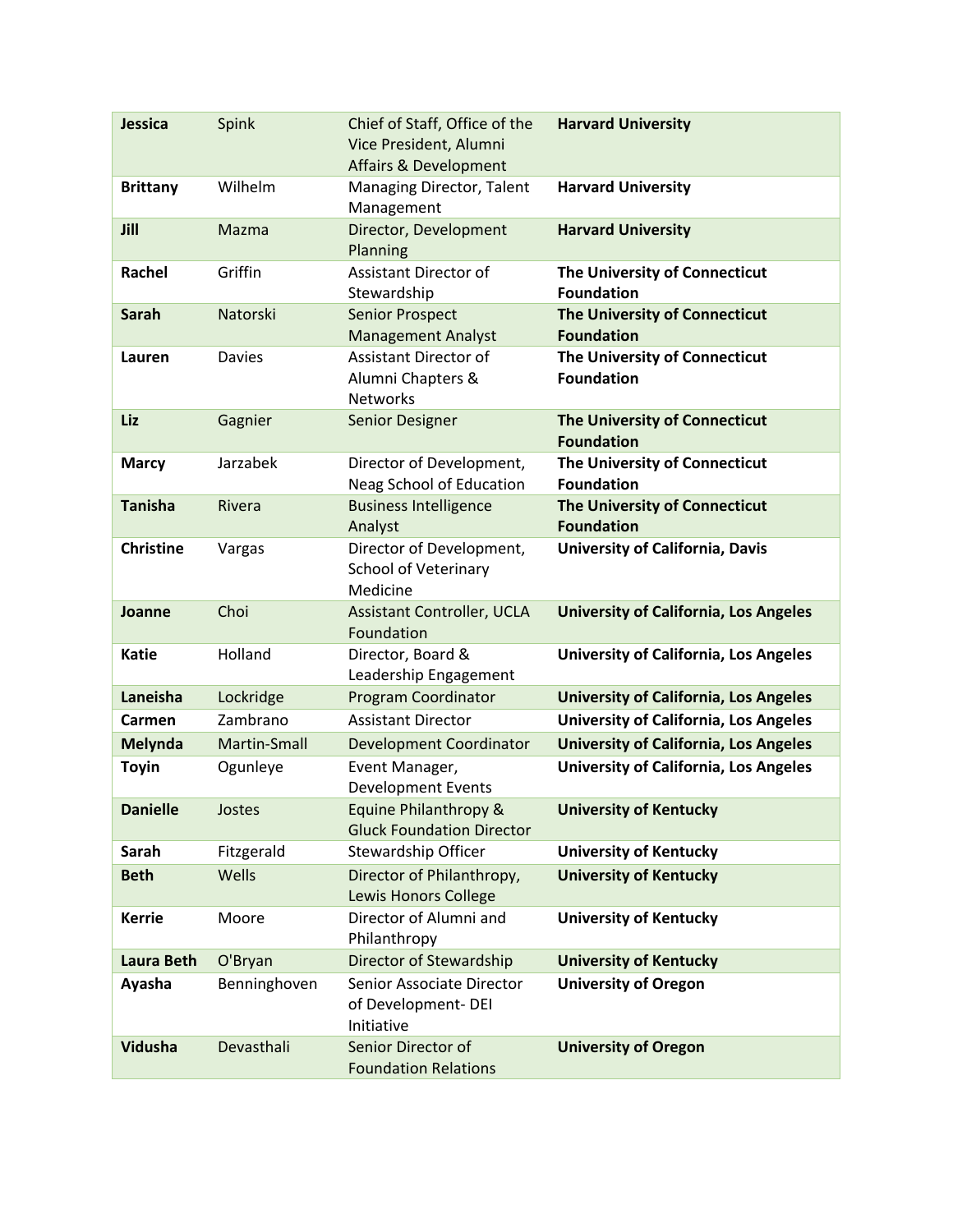| | | | |
|---|---|---|---|
| **Jessica** | Spink | Chief of Staff, Office of the Vice President, Alumni Affairs & Development | **Harvard University** |
| **Brittany** | Wilhelm | Managing Director, Talent Management | **Harvard University** |
| **Jill** | Mazma | Director, Development Planning | **Harvard University** |
| **Rachel** | Griffin | Assistant Director of Stewardship | **The University of Connecticut Foundation** |
| **Sarah** | Natorski | Senior Prospect Management Analyst | **The University of Connecticut Foundation** |
| **Lauren** | Davies | Assistant Director of Alumni Chapters & Networks | **The University of Connecticut Foundation** |
| **Liz** | Gagnier | Senior Designer | **The University of Connecticut Foundation** |
| **Marcy** | Jarzabek | Director of Development, Neag School of Education | **The University of Connecticut Foundation** |
| **Tanisha** | Rivera | Business Intelligence Analyst | **The University of Connecticut Foundation** |
| **Christine** | Vargas | Director of Development, School of Veterinary Medicine | **University of California, Davis** |
| **Joanne** | Choi | Assistant Controller, UCLA Foundation | **University of California, Los Angeles** |
| **Katie** | Holland | Director, Board & Leadership Engagement | **University of California, Los Angeles** |
| **Laneisha** | Lockridge | Program Coordinator | **University of California, Los Angeles** |
| **Carmen** | Zambrano | Assistant Director | **University of California, Los Angeles** |
| **Melynda** | Martin-Small | Development Coordinator | **University of California, Los Angeles** |
| **Toyin** | Ogunleye | Event Manager, Development Events | **University of California, Los Angeles** |
| **Danielle** | Jostes | Equine Philanthropy & Gluck Foundation Director | **University of Kentucky** |
| **Sarah** | Fitzgerald | Stewardship Officer | **University of Kentucky** |
| **Beth** | Wells | Director of Philanthropy, Lewis Honors College | **University of Kentucky** |
| **Kerrie** | Moore | Director of Alumni and Philanthropy | **University of Kentucky** |
| **Laura Beth** | O'Bryan | Director of Stewardship | **University of Kentucky** |
| **Ayasha** | Benninghoven | Senior Associate Director of Development- DEI Initiative | **University of Oregon** |
| **Vidusha** | Devasthali | Senior Director of Foundation Relations | **University of Oregon** |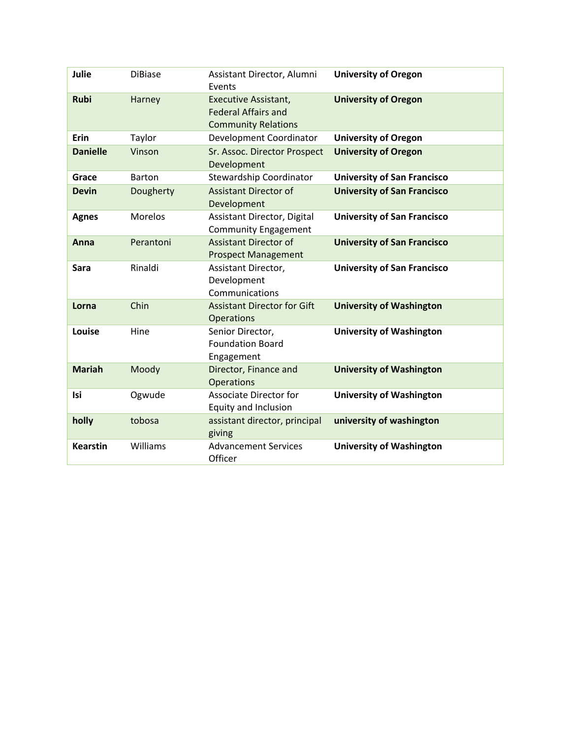| | | | |
|---|---|---|---|
| **Julie** | DiBiase | Assistant Director, Alumni Events | **University of Oregon** |
| **Rubi** | Harney | Executive Assistant, Federal Affairs and Community Relations | **University of Oregon** |
| **Erin** | Taylor | Development Coordinator | **University of Oregon** |
| **Danielle** | Vinson | Sr. Assoc. Director Prospect Development | **University of Oregon** |
| **Grace** | Barton | Stewardship Coordinator | **University of San Francisco** |
| **Devin** | Dougherty | Assistant Director of Development | **University of San Francisco** |
| **Agnes** | Morelos | Assistant Director, Digital Community Engagement | **University of San Francisco** |
| **Anna** | Perantoni | Assistant Director of Prospect Management | **University of San Francisco** |
| **Sara** | Rinaldi | Assistant Director, Development Communications | **University of San Francisco** |
| **Lorna** | Chin | Assistant Director for Gift Operations | **University of Washington** |
| **Louise** | Hine | Senior Director, Foundation Board Engagement | **University of Washington** |
| **Mariah** | Moody | Director, Finance and Operations | **University of Washington** |
| **Isi** | Ogwude | Associate Director for Equity and Inclusion | **University of Washington** |
| **holly** | tobosa | assistant director, principal giving | **university of washington** |
| **Kearstin** | Williams | Advancement Services Officer | **University of Washington** |